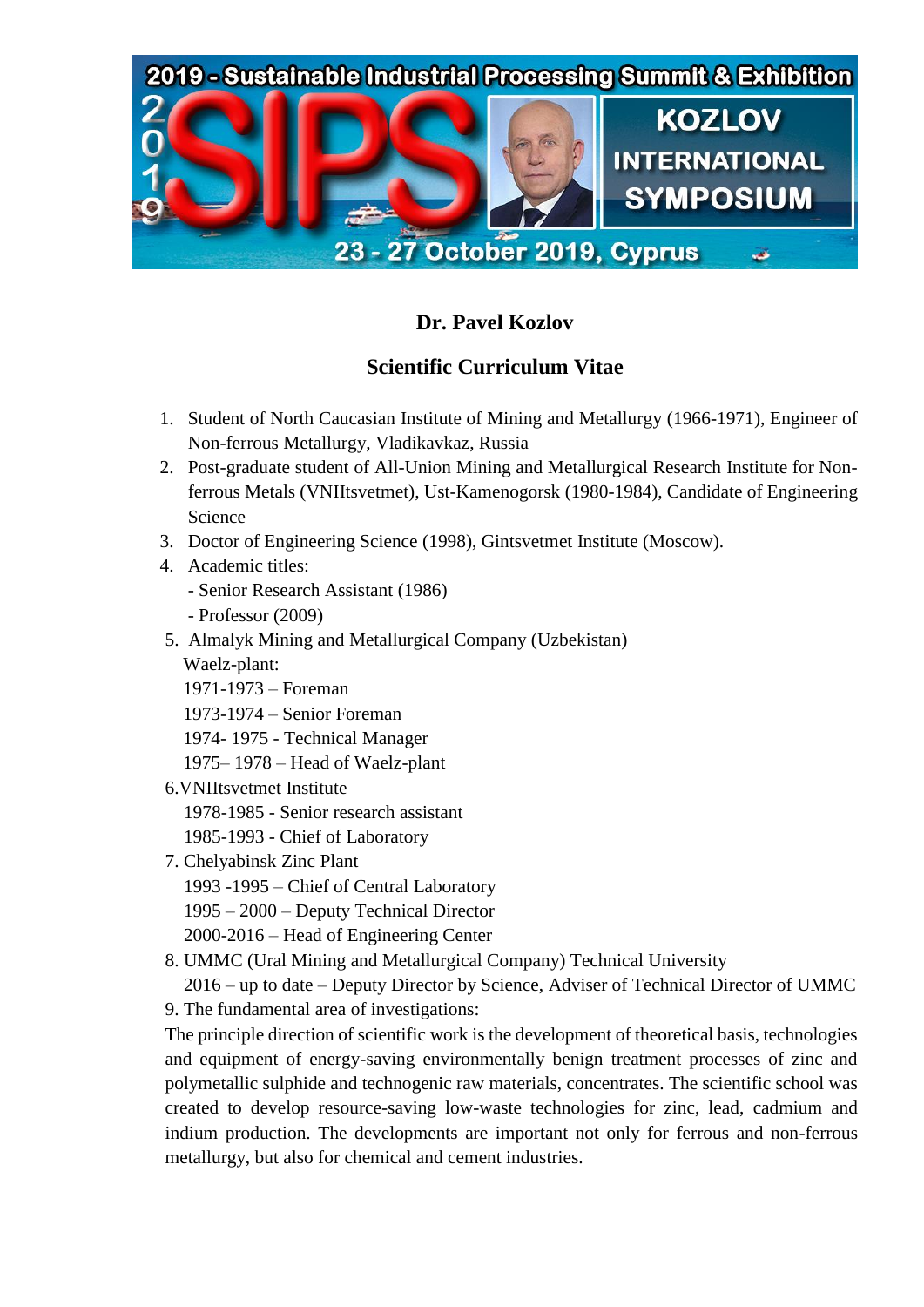2019 - Sustainable Industrial Processing Summit & Exhibition

SIPS 2019

KOZLOV INTERNATIONAL SYMPOSIUM

23 - 27 October 2019, Cyprus

## Dr. Pavel Kozlov

## Scientific Curriculum Vitae

1. Student of North Caucasian Institute of Mining and Metallurgy (1966-1971), Engineer of Non-ferrous Metallurgy, Vladikavkaz, Russia
2. Post-graduate student of All-Union Mining and Metallurgical Research Institute for Non-ferrous Metals (VNIItsvetmet), Ust-Kamenogorsk (1980-1984), Candidate of Engineering Science
3. Doctor of Engineering Science (1998), Gintsvetmet Institute (Moscow).
4. Academic titles:
   - Senior Research Assistant (1986)
   - Professor (2009)
5. Almalyk Mining and Metallurgical Company (Uzbekistan)
   Waelz-plant:
   1971-1973 – Foreman
   1973-1974 – Senior Foreman
   1974- 1975 - Technical Manager
   1975– 1978 – Head of Waelz-plant
6. VNIItsvetmet Institute
   1978-1985 - Senior research assistant
   1985-1993 - Chief of Laboratory
7. Chelyabinsk Zinc Plant
   1993 -1995 – Chief of Central Laboratory
   1995 – 2000 – Deputy Technical Director
   2000-2016 – Head of Engineering Center
8. UMMC (Ural Mining and Metallurgical Company) Technical University
   2016 – up to date – Deputy Director by Science, Adviser of Technical Director of UMMC
9. The fundamental area of investigations:

The principle direction of scientific work is the development of theoretical basis, technologies and equipment of energy-saving environmentally benign treatment processes of zinc and polymetallic sulphide and technogenic raw materials, concentrates. The scientific school was created to develop resource-saving low-waste technologies for zinc, lead, cadmium and indium production. The developments are important not only for ferrous and non-ferrous metallurgy, but also for chemical and cement industries.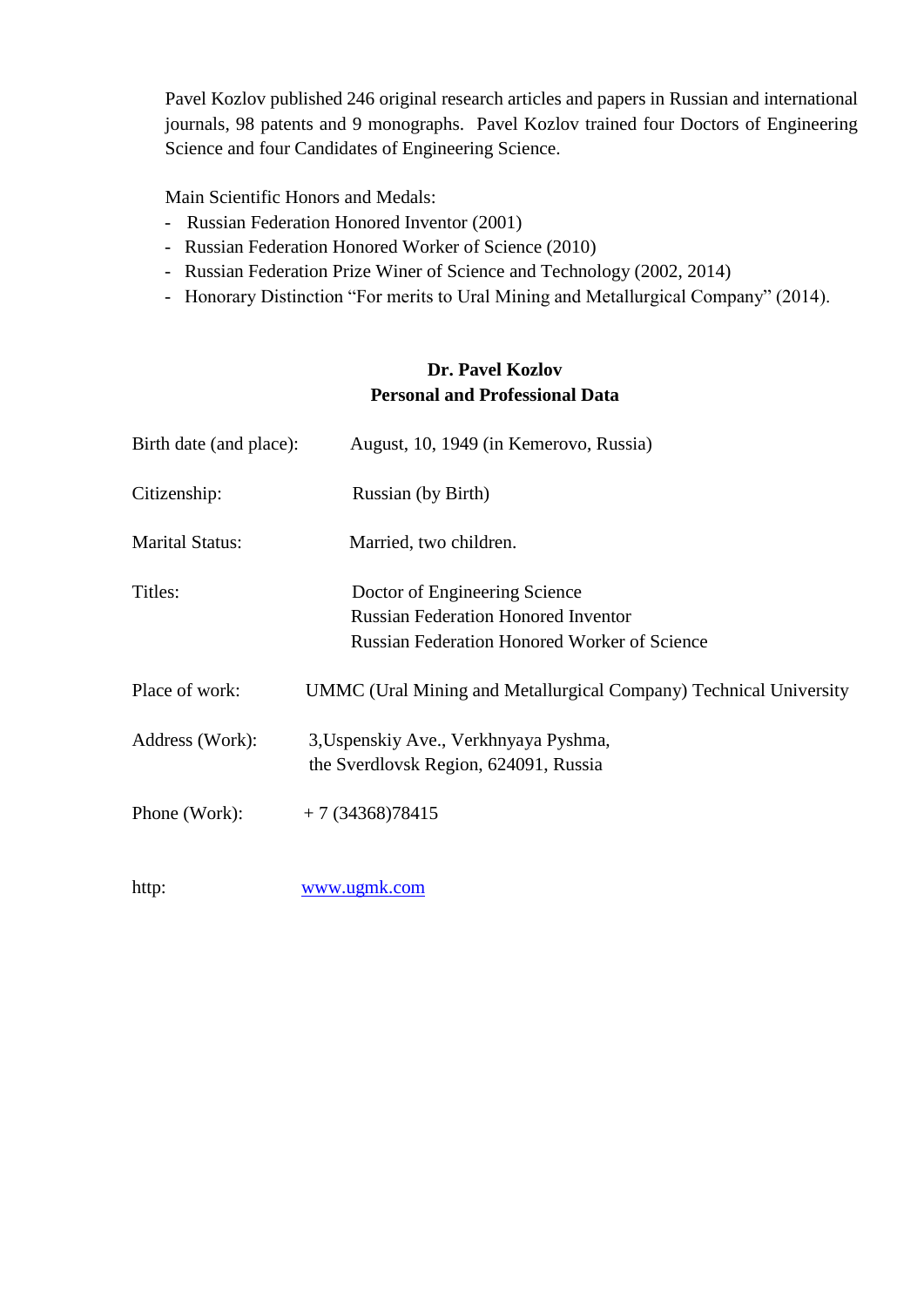Pavel Kozlov published 246 original research articles and papers in Russian and international journals, 98 patents and 9 monographs. Pavel Kozlov trained four Doctors of Engineering Science and four Candidates of Engineering Science.

Main Scientific Honors and Medals:

- Russian Federation Honored Inventor (2001)
- Russian Federation Honored Worker of Science (2010)
- Russian Federation Prize Winer of Science and Technology (2002, 2014)
- Honorary Distinction "For merits to Ural Mining and Metallurgical Company" (2014).

**Dr. Pavel Kozlov**
**Personal and Professional Data**

| | |
|---|---|
| Birth date (and place): | August, 10, 1949 (in Kemerovo, Russia) |
| Citizenship: | Russian (by Birth) |
| Marital Status: | Married, two children. |
| Titles: | Doctor of Engineering Science<br>Russian Federation Honored Inventor<br>Russian Federation Honored Worker of Science |
| Place of work: | UMMC (Ural Mining and Metallurgical Company) Technical University |
| Address (Work): | 3,Uspenskiy Ave., Verkhnyaya Pyshma,<br>the Sverdlovsk Region, 624091, Russia |
| Phone (Work): | + 7 (34368)78415 |
| http: | www.ugmk.com |